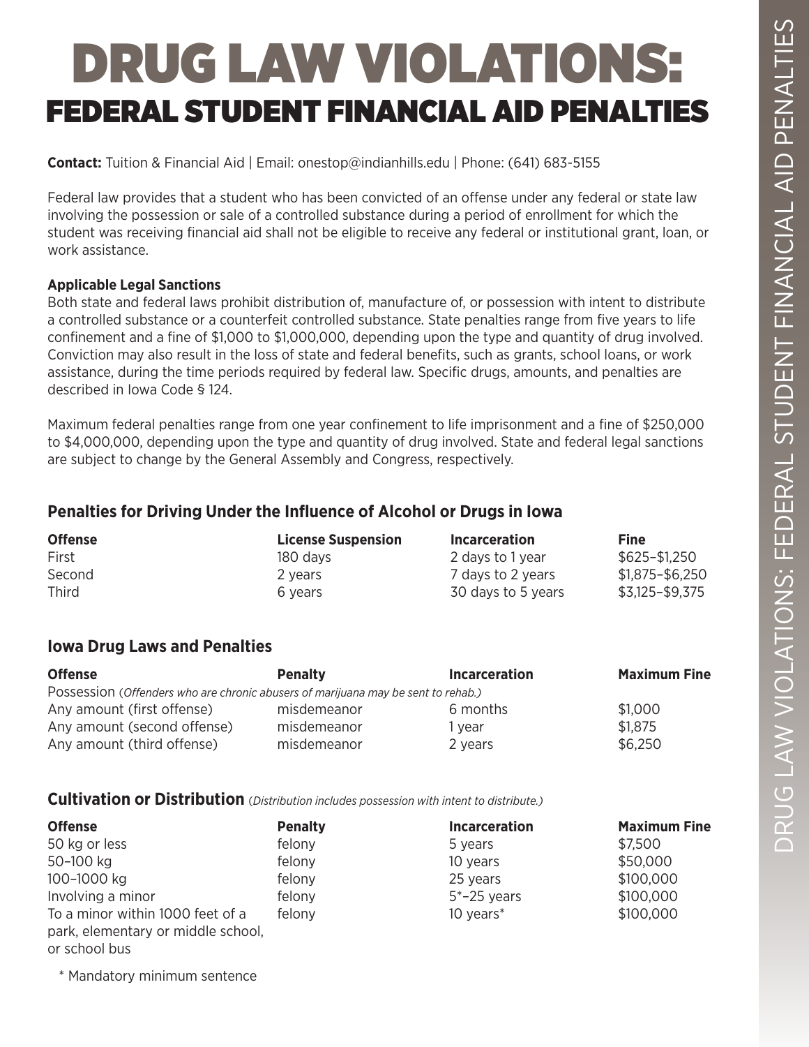# DRUG LAW VIOLATIONS:
## FEDERAL STUDENT FINANCIAL AID PENALTIES

**Contact:** Tuition & Financial Aid | Email: onestop@indianhills.edu | Phone: (641) 683-5155

Federal law provides that a student who has been convicted of an offense under any federal or state law involving the possession or sale of a controlled substance during a period of enrollment for which the student was receiving financial aid shall not be eligible to receive any federal or institutional grant, loan, or work assistance.

**Applicable Legal Sanctions**

Both state and federal laws prohibit distribution of, manufacture of, or possession with intent to distribute a controlled substance or a counterfeit controlled substance. State penalties range from five years to life confinement and a fine of $1,000 to $1,000,000, depending upon the type and quantity of drug involved. Conviction may also result in the loss of state and federal benefits, such as grants, school loans, or work assistance, during the time periods required by federal law. Specific drugs, amounts, and penalties are described in Iowa Code § 124.

Maximum federal penalties range from one year confinement to life imprisonment and a fine of $250,000 to $4,000,000, depending upon the type and quantity of drug involved. State and federal legal sanctions are subject to change by the General Assembly and Congress, respectively.

### Penalties for Driving Under the Influence of Alcohol or Drugs in Iowa

| Offense | License Suspension | Incarceration | Fine |
|---|---|---|---|
| First | 180 days | 2 days to 1 year | $625–$1,250 |
| Second | 2 years | 7 days to 2 years | $1,875–$6,250 |
| Third | 6 years | 30 days to 5 years | $3,125–$9,375 |

### Iowa Drug Laws and Penalties

| Offense | Penalty | Incarceration | Maximum Fine |
|---|---|---|---|
| Possession (*Offenders who are chronic abusers of marijuana may be sent to rehab.*) | | | |
| Any amount (first offense) | misdemeanor | 6 months | $1,000 |
| Any amount (second offense) | misdemeanor | 1 year | $1,875 |
| Any amount (third offense) | misdemeanor | 2 years | $6,250 |

### Cultivation or Distribution (*Distribution includes possession with intent to distribute.*)

| Offense | Penalty | Incarceration | Maximum Fine |
|---|---|---|---|
| 50 kg or less | felony | 5 years | $7,500 |
| 50–100 kg | felony | 10 years | $50,000 |
| 100–1000 kg | felony | 25 years | $100,000 |
| Involving a minor | felony | 5*–25 years | $100,000 |
| To a minor within 1000 feet of a park, elementary or middle school, or school bus | felony | 10 years* | $100,000 |

\* Mandatory minimum sentence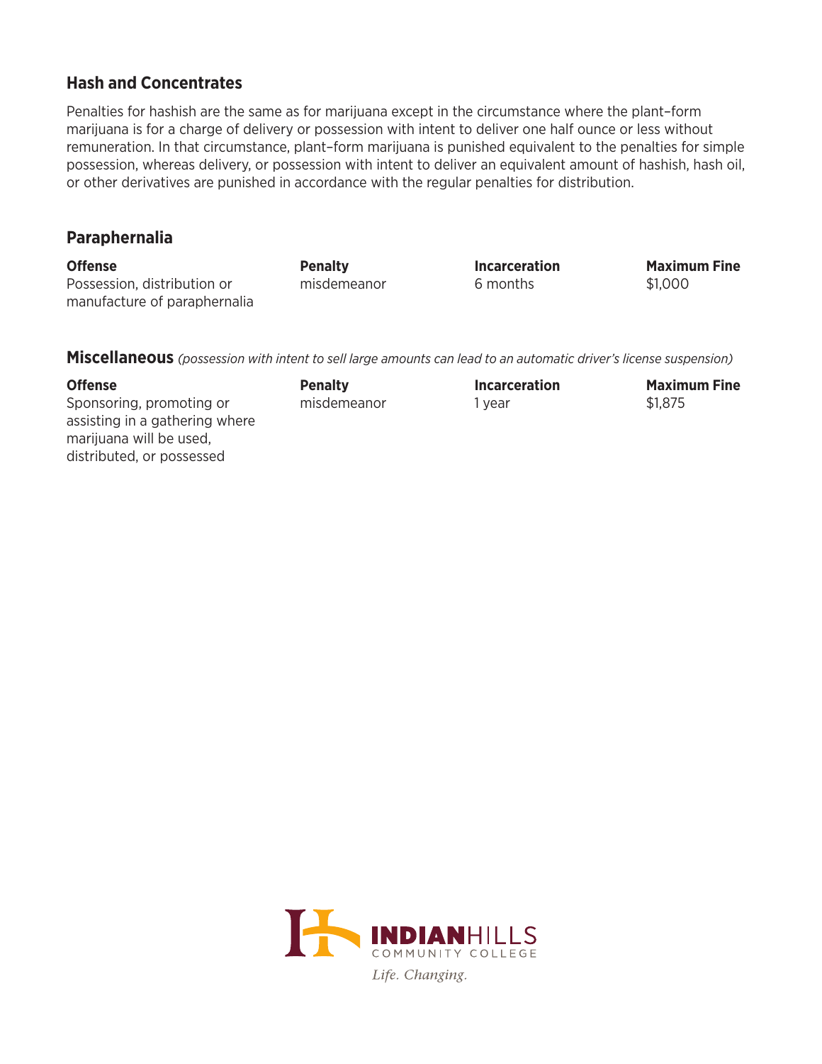## Hash and Concentrates

Penalties for hashish are the same as for marijuana except in the circumstance where the plant–form marijuana is for a charge of delivery or possession with intent to deliver one half ounce or less without remuneration. In that circumstance, plant–form marijuana is punished equivalent to the penalties for simple possession, whereas delivery, or possession with intent to deliver an equivalent amount of hashish, hash oil, or other derivatives are punished in accordance with the regular penalties for distribution.

## Paraphernalia

| Offense | Penalty | Incarceration | Maximum Fine |
|---|---|---|---|
| Possession, distribution or manufacture of paraphernalia | misdemeanor | 6 months | $1,000 |

## Miscellaneous *(possession with intent to sell large amounts can lead to an automatic driver's license suspension)*

| Offense | Penalty | Incarceration | Maximum Fine |
|---|---|---|---|
| Sponsoring, promoting or assisting in a gathering where marijuana will be used, distributed, or possessed | misdemeanor | 1 year | $1,875 |

INDIANHILLS COMMUNITY COLLEGE

*Life. Changing.*